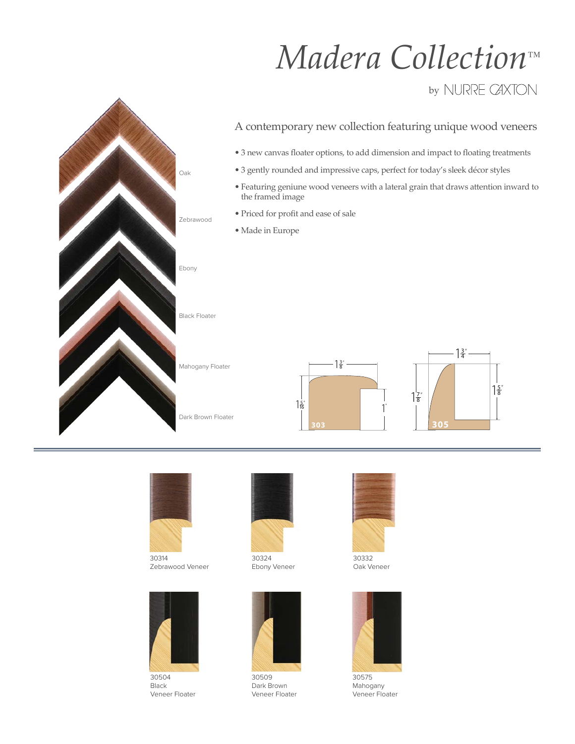# *Madera Collection*™

by NURRE CAXTON

## A contemporary new collection featuring unique wood veneers

- 3 new canvas floater options, to add dimension and impact to floating treatments
- 3 gently rounded and impressive caps, perfect for today's sleek décor styles
- Featuring geniune wood veneers with a lateral grain that draws attention inward to the framed image
- Priced for profit and ease of sale
- Made in Europe

Oak

Zebrawood

Ebony

Black Floater

Mahogany Floater

Dark Brown Floater

303: $1\frac{3}{8}$" wide, $1\frac{5}{16}$" high, 1" rabbet

305: $1\frac{3}{4}$" wide, $1\frac{7}{8}$" high, $1\frac{5}{8}$"

30314
Zebrawood Veneer

30324
Ebony Veneer

30332
Oak Veneer

30504
Black
Veneer Floater

30509
Dark Brown
Veneer Floater

30575
Mahogany
Veneer Floater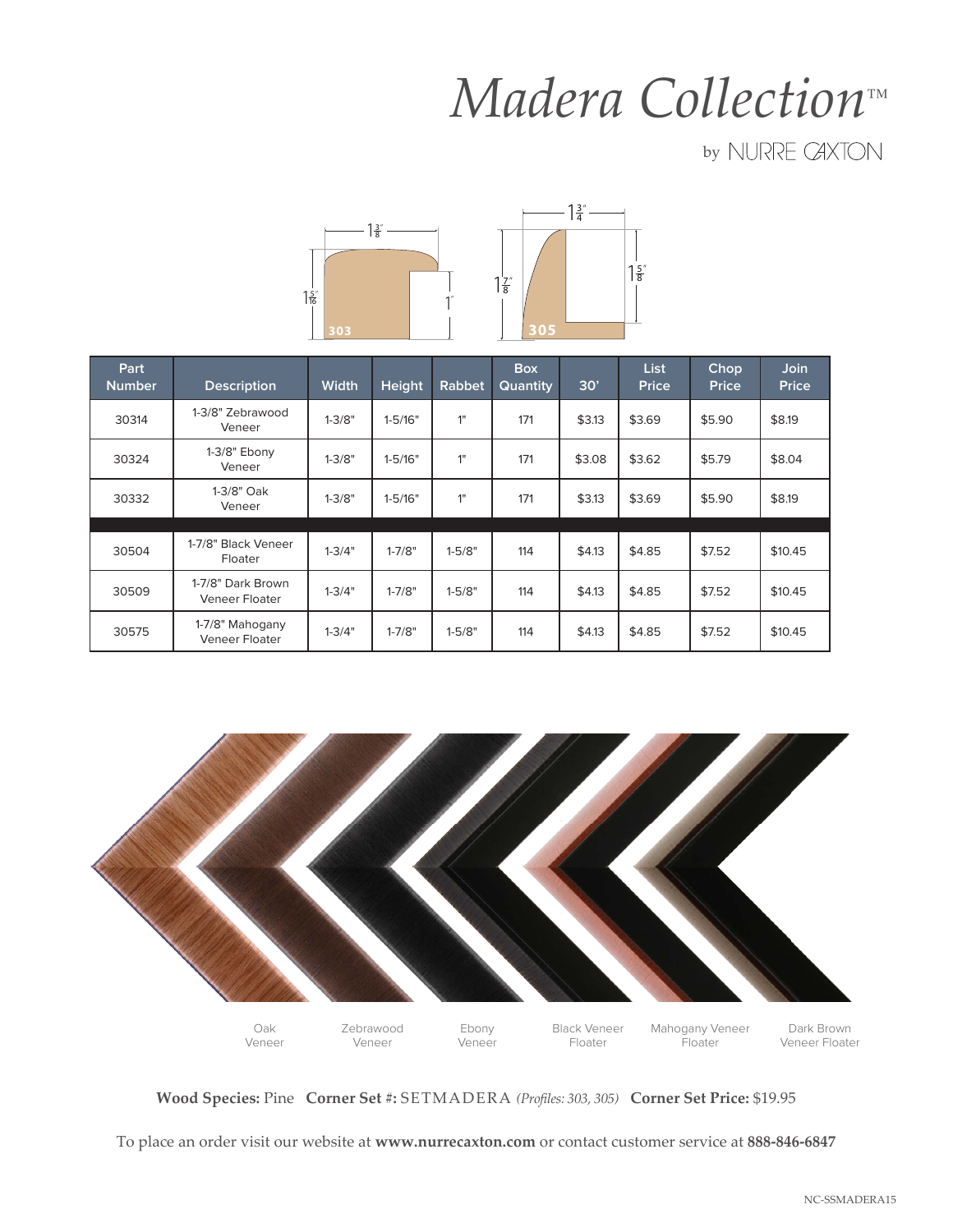# Madera Collection™

by NURRE CAXTON

303
1 3/8"
1 5/16"
1"

305
1 3/4"
1 7/8"
1 5/8"

| Part Number | Description | Width | Height | Rabbet | Box Quantity | 30' | List Price | Chop Price | Join Price |
|---|---|---|---|---|---|---|---|---|---|
| 30314 | 1-3/8" Zebrawood Veneer | 1-3/8" | 1-5/16" | 1" | 171 | $3.13 | $3.69 | $5.90 | $8.19 |
| 30324 | 1-3/8" Ebony Veneer | 1-3/8" | 1-5/16" | 1" | 171 | $3.08 | $3.62 | $5.79 | $8.04 |
| 30332 | 1-3/8" Oak Veneer | 1-3/8" | 1-5/16" | 1" | 171 | $3.13 | $3.69 | $5.90 | $8.19 |
| 30504 | 1-7/8" Black Veneer Floater | 1-3/4" | 1-7/8" | 1-5/8" | 114 | $4.13 | $4.85 | $7.52 | $10.45 |
| 30509 | 1-7/8" Dark Brown Veneer Floater | 1-3/4" | 1-7/8" | 1-5/8" | 114 | $4.13 | $4.85 | $7.52 | $10.45 |
| 30575 | 1-7/8" Mahogany Veneer Floater | 1-3/4" | 1-7/8" | 1-5/8" | 114 | $4.13 | $4.85 | $7.52 | $10.45 |

Oak Veneer | Zebrawood Veneer | Ebony Veneer | Black Veneer Floater | Mahogany Veneer Floater | Dark Brown Veneer Floater

**Wood Species:** Pine **Corner Set #:** SETMADERA *(Profiles: 303, 305)* **Corner Set Price:** $19.95

To place an order visit our website at **www.nurrecaxton.com** or contact customer service at **888-846-6847**

NC-SSMADERA15